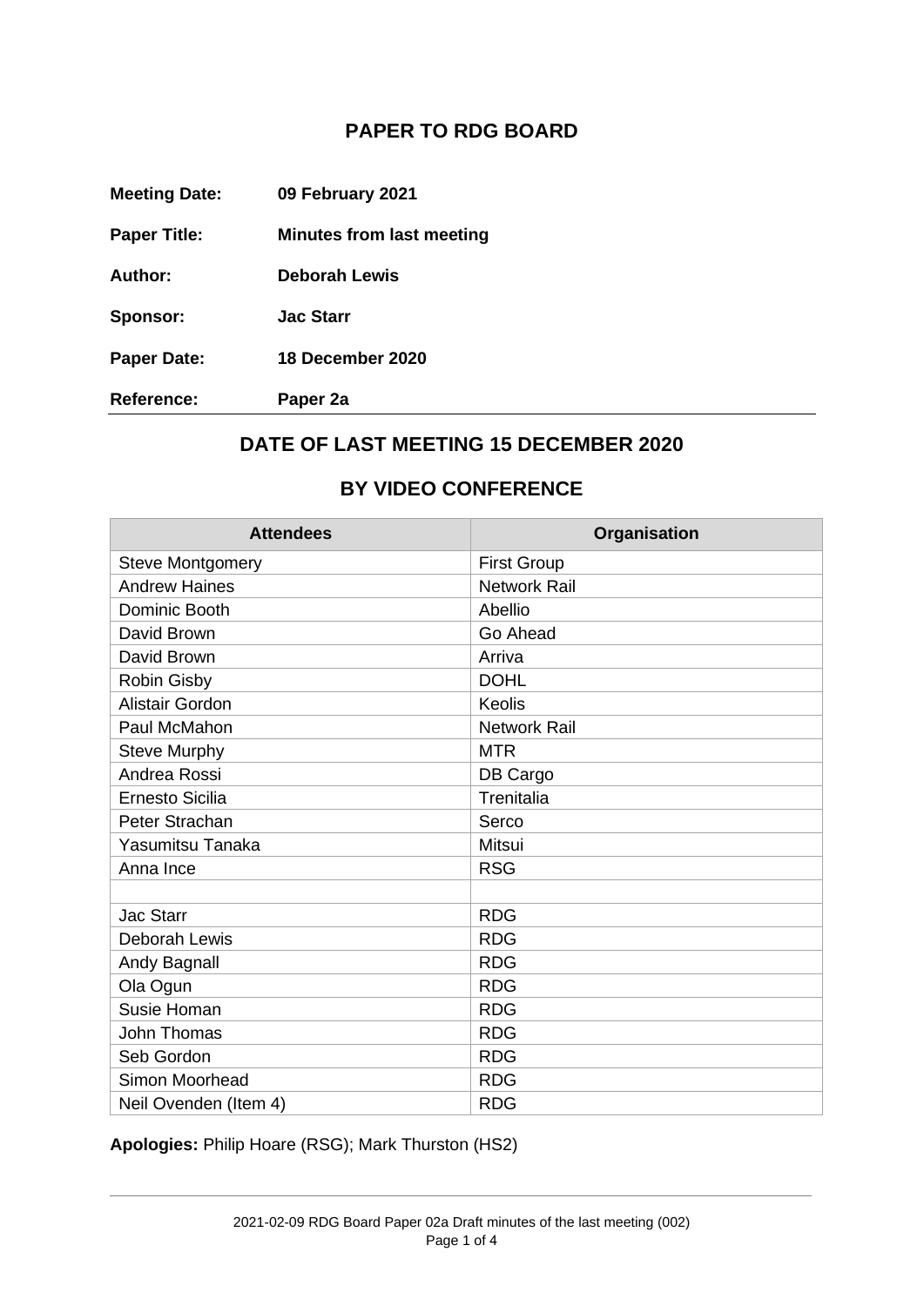# PAPER TO RDG BOARD

**Meeting Date:** **09 February 2021**

**Paper Title:** **Minutes from last meeting**

**Author:** **Deborah Lewis**

**Sponsor:** **Jac Starr**

**Paper Date:** **18 December 2020**

**Reference:** **Paper 2a**

## DATE OF LAST MEETING 15 DECEMBER 2020

## BY VIDEO CONFERENCE

| Attendees | Organisation |
|---|---|
| Steve Montgomery | First Group |
| Andrew Haines | Network Rail |
| Dominic Booth | Abellio |
| David Brown | Go Ahead |
| David Brown | Arriva |
| Robin Gisby | DOHL |
| Alistair Gordon | Keolis |
| Paul McMahon | Network Rail |
| Steve Murphy | MTR |
| Andrea Rossi | DB Cargo |
| Ernesto Sicilia | Trenitalia |
| Peter Strachan | Serco |
| Yasumitsu Tanaka | Mitsui |
| Anna Ince | RSG |
| | |
| Jac Starr | RDG |
| Deborah Lewis | RDG |
| Andy Bagnall | RDG |
| Ola Ogun | RDG |
| Susie Homan | RDG |
| John Thomas | RDG |
| Seb Gordon | RDG |
| Simon Moorhead | RDG |
| Neil Ovenden (Item 4) | RDG |

**Apologies:** Philip Hoare (RSG); Mark Thurston (HS2)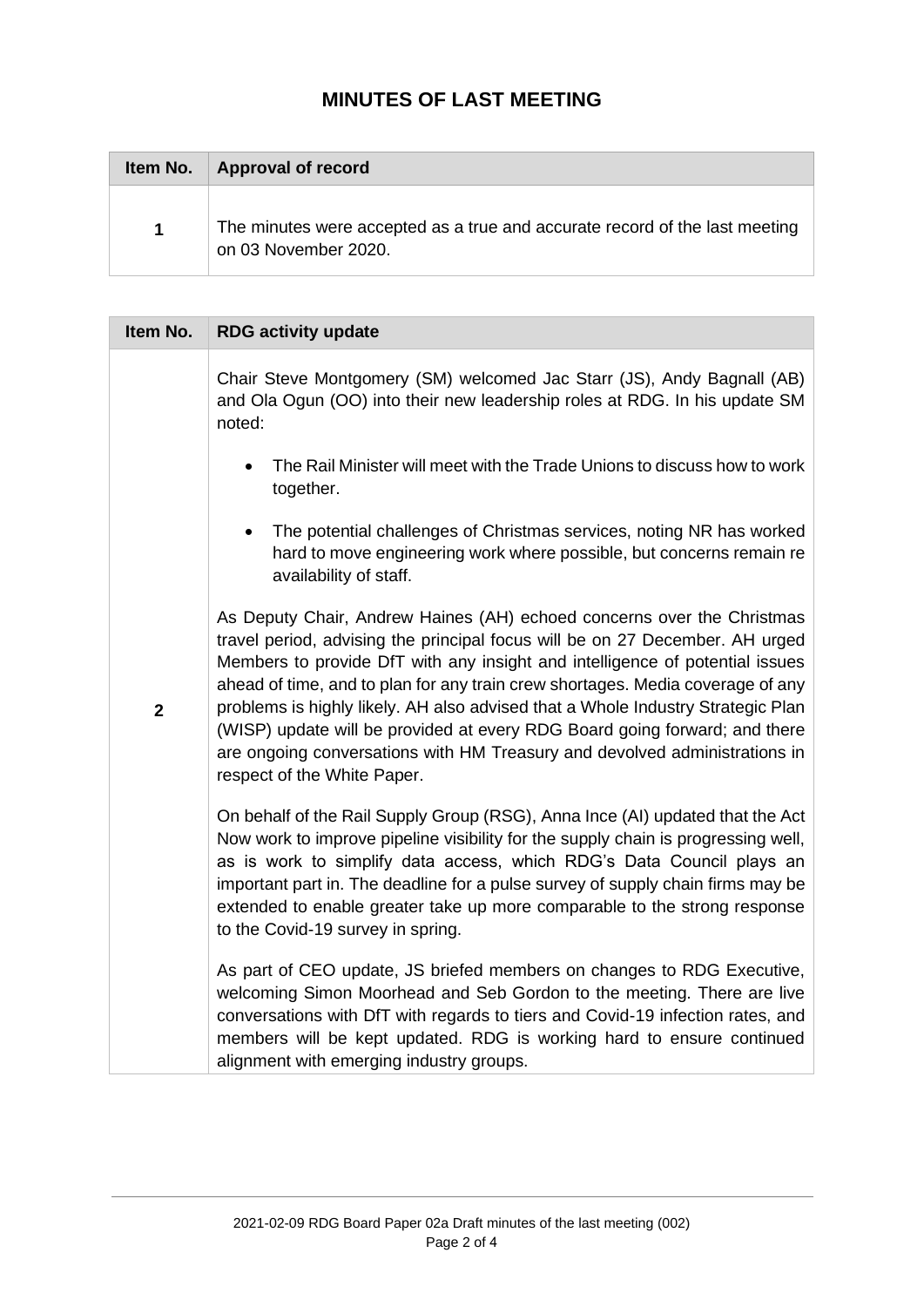# MINUTES OF LAST MEETING

| Item No. | Approval of record |
|---|---|
| 1 | The minutes were accepted as a true and accurate record of the last meeting on 03 November 2020. |

| Item No. | RDG activity update |
|---|---|
| 2 | Chair Steve Montgomery (SM) welcomed Jac Starr (JS), Andy Bagnall (AB) and Ola Ogun (OO) into their new leadership roles at RDG. In his update SM noted:<br><br>• The Rail Minister will meet with the Trade Unions to discuss how to work together.<br><br>• The potential challenges of Christmas services, noting NR has worked hard to move engineering work where possible, but concerns remain re availability of staff.<br><br>As Deputy Chair, Andrew Haines (AH) echoed concerns over the Christmas travel period, advising the principal focus will be on 27 December. AH urged Members to provide DfT with any insight and intelligence of potential issues ahead of time, and to plan for any train crew shortages. Media coverage of any problems is highly likely. AH also advised that a Whole Industry Strategic Plan (WISP) update will be provided at every RDG Board going forward; and there are ongoing conversations with HM Treasury and devolved administrations in respect of the White Paper.<br><br>On behalf of the Rail Supply Group (RSG), Anna Ince (AI) updated that the Act Now work to improve pipeline visibility for the supply chain is progressing well, as is work to simplify data access, which RDG's Data Council plays an important part in. The deadline for a pulse survey of supply chain firms may be extended to enable greater take up more comparable to the strong response to the Covid-19 survey in spring.<br><br>As part of CEO update, JS briefed members on changes to RDG Executive, welcoming Simon Moorhead and Seb Gordon to the meeting. There are live conversations with DfT with regards to tiers and Covid-19 infection rates, and members will be kept updated. RDG is working hard to ensure continued alignment with emerging industry groups. |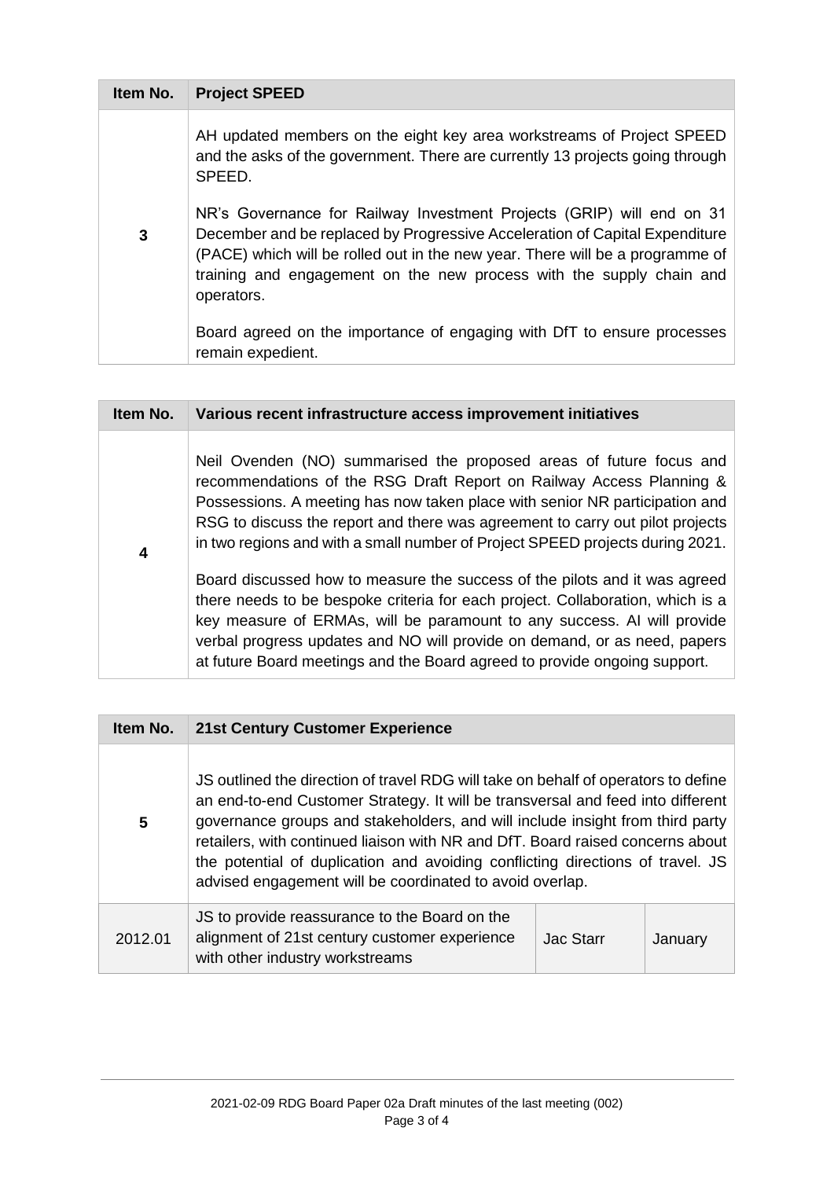| Item No. | Project SPEED | | |
|---|---|---|---|
| 3 | AH updated members on the eight key area workstreams of Project SPEED and the asks of the government. There are currently 13 projects going through SPEED.<br><br>NR's Governance for Railway Investment Projects (GRIP) will end on 31 December and be replaced by Progressive Acceleration of Capital Expenditure (PACE) which will be rolled out in the new year. There will be a programme of training and engagement on the new process with the supply chain and operators.<br><br>Board agreed on the importance of engaging with DfT to ensure processes remain expedient. | | |

| Item No. | Various recent infrastructure access improvement initiatives | | |
|---|---|---|---|
| 4 | Neil Ovenden (NO) summarised the proposed areas of future focus and recommendations of the RSG Draft Report on Railway Access Planning & Possessions. A meeting has now taken place with senior NR participation and RSG to discuss the report and there was agreement to carry out pilot projects in two regions and with a small number of Project SPEED projects during 2021.<br><br>Board discussed how to measure the success of the pilots and it was agreed there needs to be bespoke criteria for each project. Collaboration, which is a key measure of ERMAs, will be paramount to any success. AI will provide verbal progress updates and NO will provide on demand, or as need, papers at future Board meetings and the Board agreed to provide ongoing support. | | |

| Item No. | 21st Century Customer Experience | | |
|---|---|---|---|
| 5 | JS outlined the direction of travel RDG will take on behalf of operators to define an end-to-end Customer Strategy. It will be transversal and feed into different governance groups and stakeholders, and will include insight from third party retailers, with continued liaison with NR and DfT. Board raised concerns about the potential of duplication and avoiding conflicting directions of travel. JS advised engagement will be coordinated to avoid overlap. | | |
| 2012.01 | JS to provide reassurance to the Board on the alignment of 21st century customer experience with other industry workstreams | Jac Starr | January |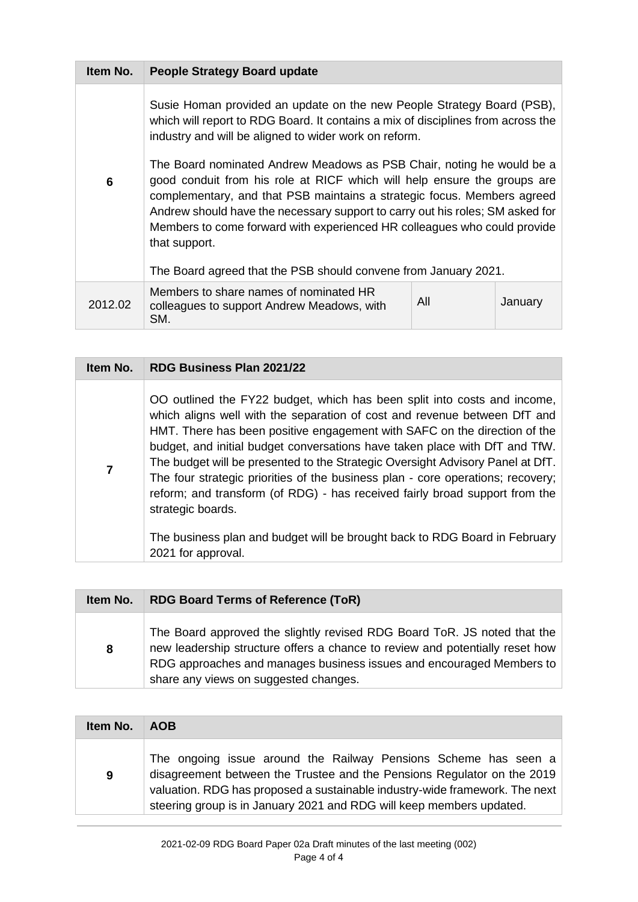| Item No. | People Strategy Board update | | |
|---|---|---|---|
| 6 | Susie Homan provided an update on the new People Strategy Board (PSB), which will report to RDG Board. It contains a mix of disciplines from across the industry and will be aligned to wider work on reform.<br><br>The Board nominated Andrew Meadows as PSB Chair, noting he would be a good conduit from his role at RICF which will help ensure the groups are complementary, and that PSB maintains a strategic focus. Members agreed Andrew should have the necessary support to carry out his roles; SM asked for Members to come forward with experienced HR colleagues who could provide that support.<br><br>The Board agreed that the PSB should convene from January 2021. | | |
| 2012.02 | Members to share names of nominated HR colleagues to support Andrew Meadows, with SM. | All | January |

| Item No. | RDG Business Plan 2021/22 |
|---|---|
| 7 | OO outlined the FY22 budget, which has been split into costs and income, which aligns well with the separation of cost and revenue between DfT and HMT. There has been positive engagement with SAFC on the direction of the budget, and initial budget conversations have taken place with DfT and TfW. The budget will be presented to the Strategic Oversight Advisory Panel at DfT. The four strategic priorities of the business plan - core operations; recovery; reform; and transform (of RDG) - has received fairly broad support from the strategic boards.<br><br>The business plan and budget will be brought back to RDG Board in February 2021 for approval. |

| Item No. | RDG Board Terms of Reference (ToR) |
|---|---|
| 8 | The Board approved the slightly revised RDG Board ToR. JS noted that the new leadership structure offers a chance to review and potentially reset how RDG approaches and manages business issues and encouraged Members to share any views on suggested changes. |

| Item No. | AOB |
|---|---|
| 9 | The ongoing issue around the Railway Pensions Scheme has seen a disagreement between the Trustee and the Pensions Regulator on the 2019 valuation. RDG has proposed a sustainable industry-wide framework. The next steering group is in January 2021 and RDG will keep members updated. |

2021-02-09 RDG Board Paper 02a Draft minutes of the last meeting (002)